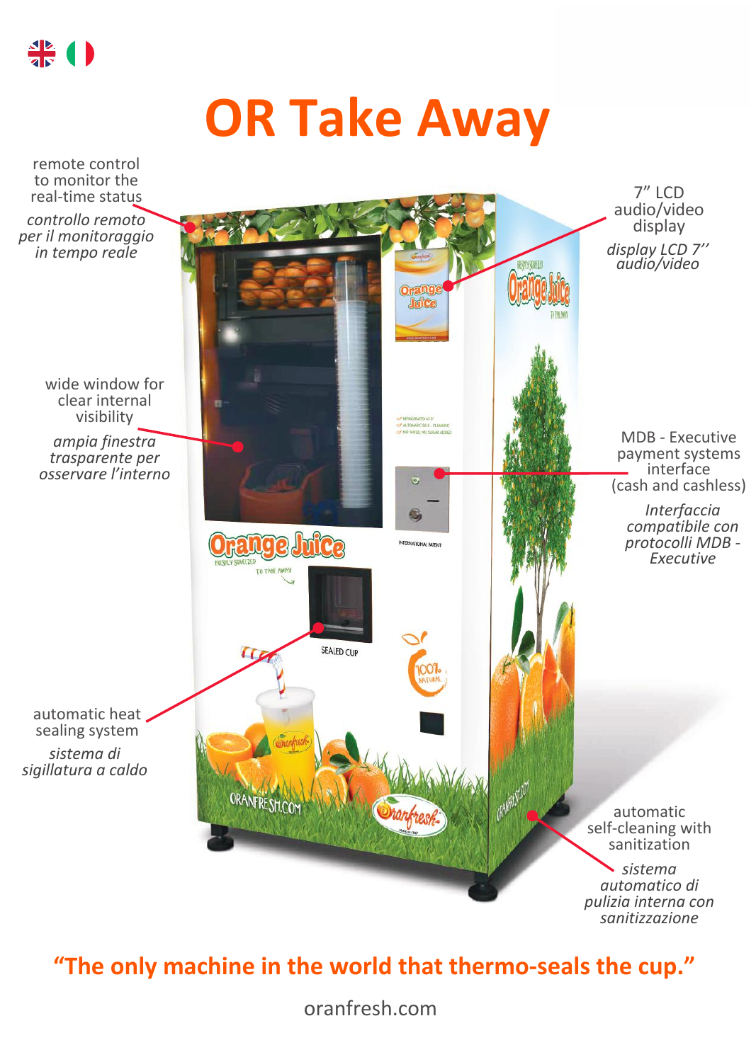# OR Take Away

remote control to monitor the real-time status

*controllo remoto per il monitoraggio in tempo reale*

wide window for clear internal visibility

*ampia finestra trasparente per osservare l'interno*

automatic heat sealing system

*sistema di sigillatura a caldo*

7" LCD audio/video display

*display LCD 7'' audio/video*

MDB - Executive payment systems interface (cash and cashless)

*Interfaccia compatibile con protocolli MDB - Executive*

automatic self-cleaning with sanitization

*sistema automatico di pulizia interna con sanitizzazione*

**"The only machine in the world that thermo-seals the cup."**

oranfresh.com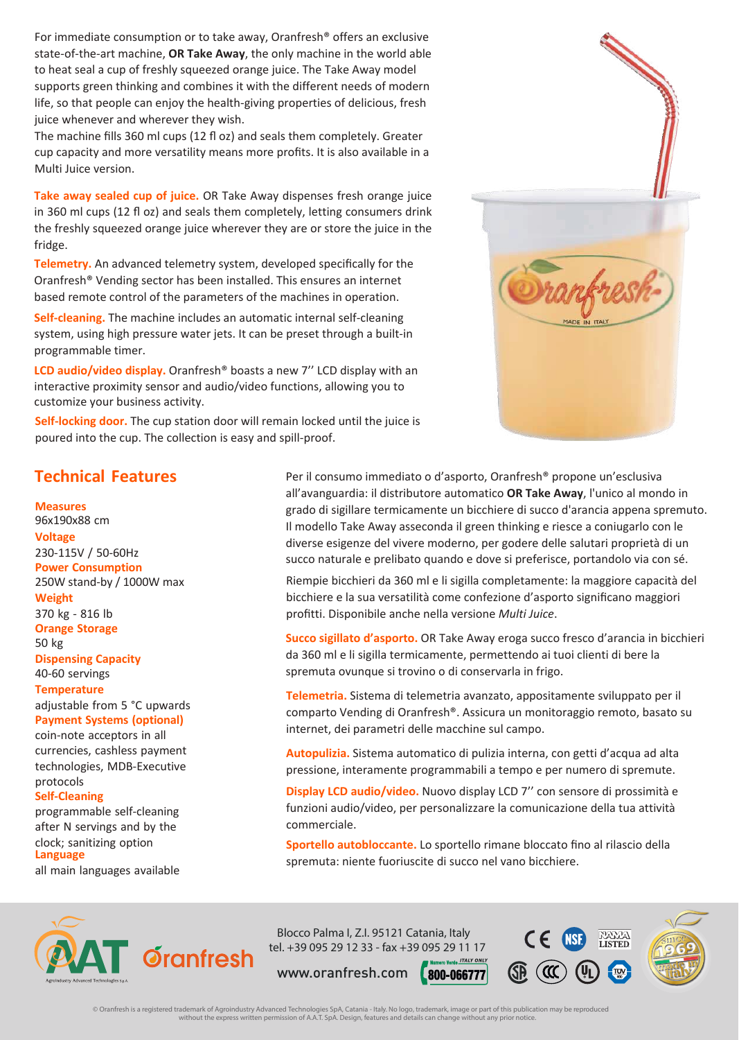For immediate consumption or to take away, Oranfresh® offers an exclusive state-of-the-art machine, **OR Take Away**, the only machine in the world able to heat seal a cup of freshly squeezed orange juice. The Take Away model supports green thinking and combines it with the different needs of modern life, so that people can enjoy the health-giving properties of delicious, fresh juice whenever and wherever they wish.
The machine fills 360 ml cups (12 fl oz) and seals them completely. Greater cup capacity and more versatility means more profits. It is also available in a Multi Juice version.

**Take away sealed cup of juice.** OR Take Away dispenses fresh orange juice in 360 ml cups (12 fl oz) and seals them completely, letting consumers drink the freshly squeezed orange juice wherever they are or store the juice in the fridge.

**Telemetry.** An advanced telemetry system, developed specifically for the Oranfresh® Vending sector has been installed. This ensures an internet based remote control of the parameters of the machines in operation.

**Self-cleaning.** The machine includes an automatic internal self-cleaning system, using high pressure water jets. It can be preset through a built-in programmable timer.

**LCD audio/video display.** Oranfresh® boasts a new 7’’ LCD display with an interactive proximity sensor and audio/video functions, allowing you to customize your business activity.

**Self-locking door.** The cup station door will remain locked until the juice is poured into the cup. The collection is easy and spill-proof.

## Technical Features

**Measures**
96x190x88 cm

**Voltage**
230-115V / 50-60Hz

**Power Consumption**
250W stand-by / 1000W max

**Weight**
370 kg - 816 lb

**Orange Storage**
50 kg

**Dispensing Capacity**
40-60 servings

**Temperature**
adjustable from 5 °C upwards

**Payment Systems (optional)**
coin-note acceptors in all currencies, cashless payment technologies, MDB-Executive protocols

**Self-Cleaning**
programmable self-cleaning after N servings and by the clock; sanitizing option

**Language**
all main languages available

Per il consumo immediato o d’asporto, Oranfresh® propone un’esclusiva all’avanguardia: il distributore automatico **OR Take Away**, l'unico al mondo in grado di sigillare termicamente un bicchiere di succo d'arancia appena spremuto. Il modello Take Away asseconda il green thinking e riesce a coniugarlo con le diverse esigenze del vivere moderno, per godere delle salutari proprietà di un succo naturale e prelibato quando e dove si preferisce, portandolo via con sé.

Riempie bicchieri da 360 ml e li sigilla completamente: la maggiore capacità del bicchiere e la sua versatilità come confezione d’asporto significano maggiori profitti. Disponibile anche nella versione *Multi Juice*.

**Succo sigillato d’asporto.** OR Take Away eroga succo fresco d’arancia in bicchieri da 360 ml e li sigilla termicamente, permettendo ai tuoi clienti di bere la spremuta ovunque si trovino o di conservarla in frigo.

**Telemetria.** Sistema di telemetria avanzato, appositamente sviluppato per il comparto Vending di Oranfresh®. Assicura un monitoraggio remoto, basato su internet, dei parametri delle macchine sul campo.

**Autopulizia.** Sistema automatico di pulizia interna, con getti d’acqua ad alta pressione, interamente programmabili a tempo e per numero di spremute.

**Display LCD audio/video.** Nuovo display LCD 7’’ con sensore di prossimità e funzioni audio/video, per personalizzare la comunicazione della tua attività commerciale.

**Sportello autobloccante.** Lo sportello rimane bloccato fino al rilascio della spremuta: niente fuoriuscite di succo nel vano bicchiere.

Blocco Palma I, Z.I. 95121 Catania, Italy
tel. +39 095 29 12 33 - fax +39 095 29 11 17
www.oranfresh.com
Numero Verde ITALY ONLY 800-066777

© Oranfresh is a registered trademark of Agroindustry Advanced Technologies SpA, Catania - Italy. No logo, trademark, image or part of this publication may be reproduced without the express written permission of A.A.T. SpA. Design, features and details can change without any prior notice.